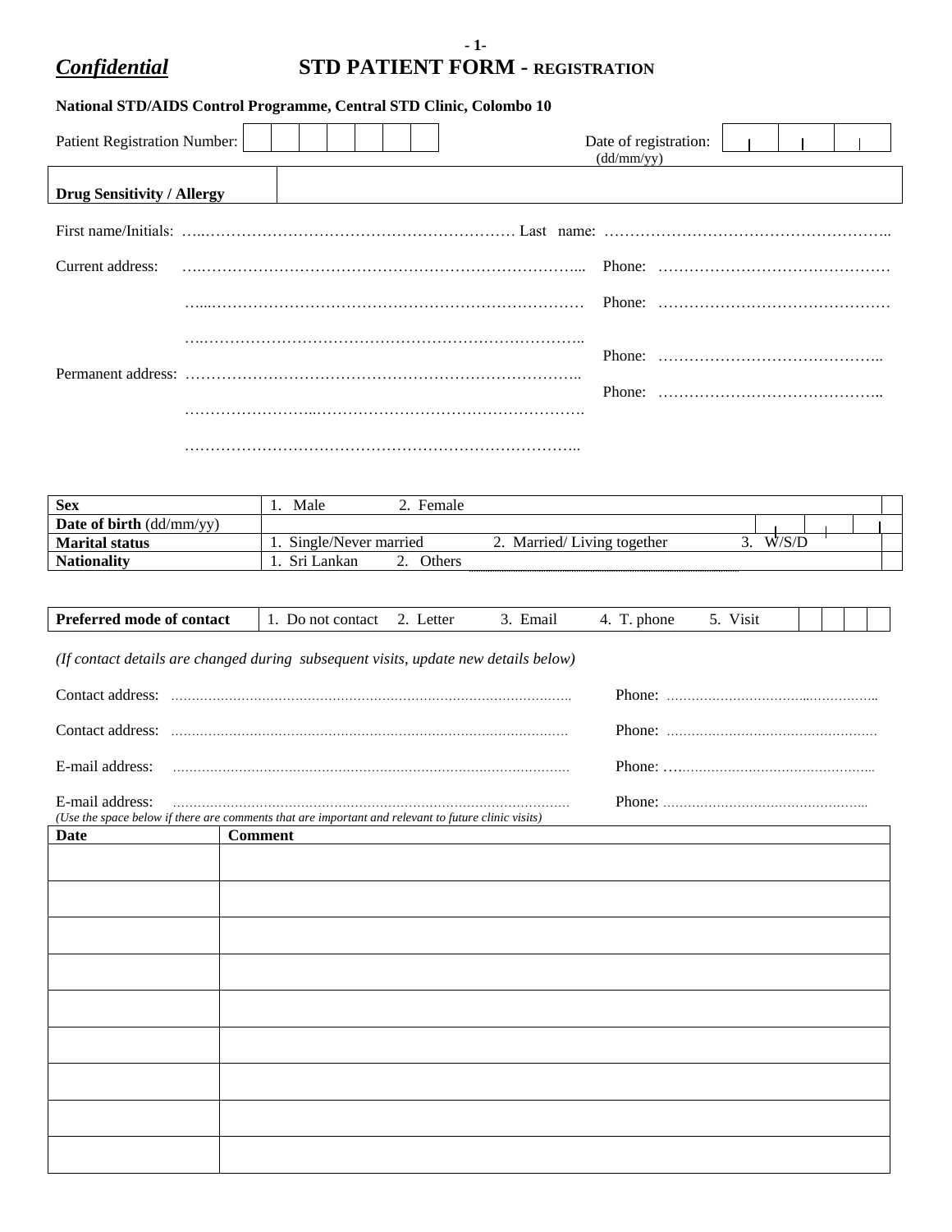***Confidential*** **STD PATIENT FORM - REGISTRATION**

**National STD/AIDS Control Programme, Central STD Clinic, Colombo 10**

Patient Registration Number: | | | | | | | |    Date of registration: | | | | (dd/mm/yy)

| **Drug Sensitivity / Allergy** | |
|---|---|

First name/Initials: ……………………………………………………………… Last name: ………………………………………………………..

Current address: ……………………………………………………………………... Phone: ………………………………………

……………………………………………………………………… Phone: ………………………………………

……………………………………………………………………….. Phone: ……………………………………..

Permanent address: ……………………………………………………………………….. Phone: ……………………………………..

………………………………………………………………………….

………………………………………………………………………..

| | | |
|---|---|---|
| **Sex** | 1. Male 2. Female | |
| **Date of birth** (dd/mm/yy) | | |
| **Marital status** | 1. Single/Never married 2. Married/ Living together 3. W/S/D | |
| **Nationality** | 1. Sri Lankan 2. Others ………… | |

| **Preferred mode of contact** | 1. Do not contact 2. Letter 3. Email 4. T. phone 5. Visit | | | | |
|---|---|---|---|---|---|

*(If contact details are changed during subsequent visits, update new details below)*

Contact address: …………………………………………………………………………… Phone: ………………………………………..

Contact address: …………………………………………………………………………… Phone: ………………………………………….

E-mail address: …………………………………………………………………………… Phone: ………………………………………….

E-mail address: …………………………………………………………………………… Phone: ………………………………………….

*(Use the space below if there are comments that are important and relevant to future clinic visits)*

| Date | Comment |
|---|---|
| | |
| | |
| | |
| | |
| | |
| | |
| | |
| | |
| | |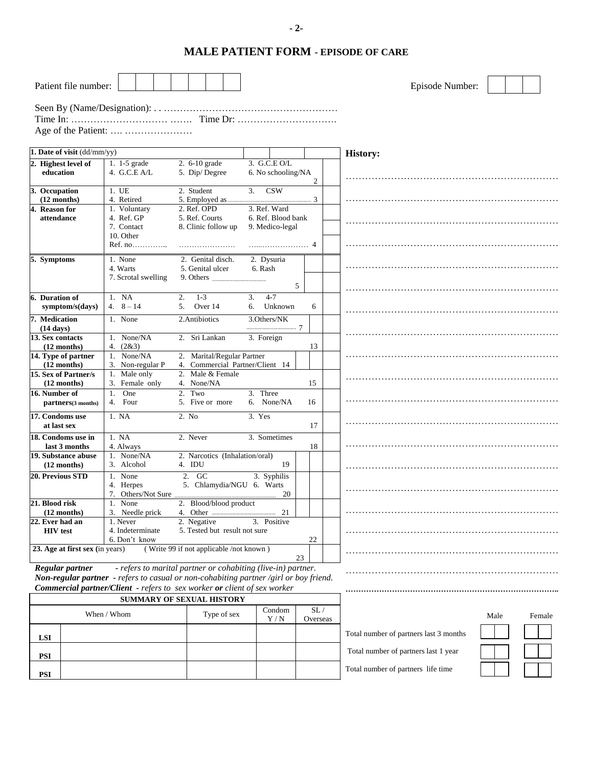# MALE PATIENT FORM - EPISODE OF CARE

Patient file number: | | | | | | | |

Episode Number: | | | |

Seen By (Name/Designation): . . ………………………………………………

Time In: ………………………… ……. Time Dr: ………………………….

Age of the Patient: …. …………………

| | | | | | |
|---|---|---|---|---|---|
| **1. Date of visit** (dd/mm/yy) | | | | | |
| **2. Highest level of education** | 1. 1-5 grade<br>4. G.C.E A/L | 2. 6-10 grade<br>5. Dip/ Degree | 3. G.C.E O/L<br>6. No schooling/NA | 2 | |
| **3. Occupation (12 months)** | 1. UE<br>4. Retired | 2. Student<br>5. Employed as ……… | 3. CSW | 3 | |
| **4. Reason for attendance** | 1. Voluntary<br>4. Ref. GP<br>7. Contact<br>10. Other Ref. no………….. | 2. Ref. OPD<br>5. Ref. Courts<br>8. Clinic follow up<br>………………… | 3. Ref. Ward<br>6. Ref. Blood bank<br>9. Medico-legal<br>…..……………… | 4 | |
| **5. Symptoms** | 1. None<br>4. Warts<br>7. Scrotal swelling | 2. Genital disch.<br>5. Genital ulcer<br>9. Others ……… | 2. Dysuria<br>6. Rash | 5 | |
| **6. Duration of symptom/s(days)** | 1. NA<br>4. 8 – 14 | 2. 1-3<br>5. Over 14 | 3. 4-7<br>6. Unknown | 6 | |
| **7. Medication (14 days)** | 1. None | 2.Antibiotics | 3.Others/NK ……… | 7 | |
| **13. Sex contacts (12 months)** | 1. None/NA<br>4. (2&3) | 2. Sri Lankan | 3. Foreign | 13 | |
| **14. Type of partner (12 months)** | 1. None/NA<br>3. Non-regular P | 2. Marital/Regular Partner<br>4. Commercial Partner/Client | | 14 | |
| **15. Sex of Partner/s (12 months)** | 1. Male only<br>3. Female only | 2. Male & Female<br>4. None/NA | | 15 | |
| **16. Number of partners**(3 months) | 1. One<br>4. Four | 2. Two<br>5. Five or more | 3. Three<br>6. None/NA | 16 | |
| **17. Condoms use at last sex** | 1. NA | 2. No | 3. Yes | 17 | |
| **18. Condoms use in last 3 months** | 1. NA<br>4. Always | 2. Never | 3. Sometimes | 18 | |
| **19. Substance abuse (12 months)** | 1. None/NA<br>3. Alcohol | 2. Narcotics (Inhalation/oral)<br>4. IDU | | 19 | |
| **20. Previous STD** | 1. None<br>4. Herpes<br>7. Others/Not Sure ……… | 2. GC<br>5. Chlamydia/NGU | 3. Syphilis<br>6. Warts | 20 | |
| **21. Blood risk (12 months)** | 1. None<br>3. Needle prick | 2. Blood/blood product<br>4. Other ……… | | 21 | |
| **22. Ever had an HIV test** | 1. Never<br>4. Indeterminate<br>6. Don't know | 2. Negative<br>5. Tested but result not sure | 3. Positive | 22 | |
| **23. Age at first sex** (in years) | (Write 99 if not applicable /not known ) | | | 23 | |

***Regular partner*** *- refers to marital partner or cohabiting (live-in) partner.*
***Non-regular partner*** *- refers to casual or non-cohabiting partner /girl or boy friend.*
***Commercial partner/Client*** *- refers to sex worker **or** client of sex worker*

**History:**

…………………………………………………………………

…………………………………………………………………

…………………………………………………………………

…………………………………………………………………

…………………………………………………………………

…………………………………………………………………

…………………………………………………………………

…………………………………………………………………

…………………………………………………………………

…………………………………………………………………

…………………………………………………………………

…………………………………………………………………

…………………………………………………………………

…………………………………………………………………

…………………………………………………………………

…………………………………………………………………

…………………………………………………………………

…………………………………………………………………

…………………………………………………………………

…………………………………………………………………

…………………………………………………………………

…………………………………………………………………

| SUMMARY OF SEXUAL HISTORY | | | | |
|---|---|---|---|---|
| | When / Whom | Type of sex | Condom Y / N | SL / Overseas |
| **LSI** | | | | |
| **PSI** | | | | |
| **PSI** | | | | |

| | Male | Female |
|---|---|---|
| Total number of partners last 3 months | | |
| Total number of partners last 1 year | | |
| Total number of partners life time | | |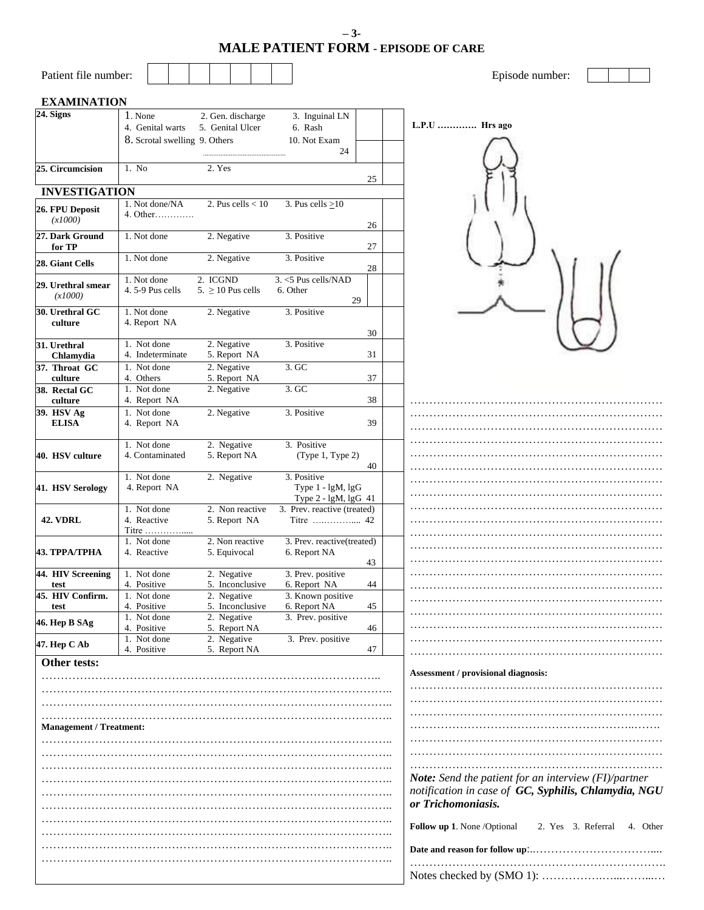# MALE PATIENT FORM - EPISODE OF CARE

Patient file number: | | | | | | | |

Episode number: | | | |

## EXAMINATION

| | | |
|---|---|---|
| **24. Signs** | 1. None 2. Gen. discharge 3. Inguinal LN 4. Genital warts 5. Genital Ulcer 6. Rash 8. Scrotal swelling 9. Others ............ 10. Not Exam | 24 |
| **25. Circumcision** | 1. No 2. Yes | 25 |

## INVESTIGATION

| | | |
|---|---|---|
| **26. FPU Deposit** *(x1000)* | 1. Not done/NA 2. Pus cells < 10 3. Pus cells ≥10 4. Other............ | 26 |
| **27. Dark Ground for TP** | 1. Not done 2. Negative 3. Positive | 27 |
| **28. Giant Cells** | 1. Not done 2. Negative 3. Positive | 28 |
| **29. Urethral smear** *(x1000)* | 1. Not done 2. ICGND 3. <5 Pus cells/NAD 4. 5-9 Pus cells 5. ≥ 10 Pus cells 6. Other | 29 |
| **30. Urethral GC culture** | 1. Not done 2. Negative 3. Positive 4. Report NA | 30 |
| **31. Urethral Chlamydia** | 1. Not done 2. Negative 3. Positive 4. Indeterminate 5. Report NA | 31 |
| **37. Throat GC culture** | 1. Not done 2. Negative 3. GC 4. Others 5. Report NA | 37 |
| **38. Rectal GC culture** | 1. Not done 2. Negative 3. GC 4. Report NA | 38 |
| **39. HSV Ag ELISA** | 1. Not done 2. Negative 3. Positive 4. Report NA | 39 |
| **40. HSV culture** | 1. Not done 2. Negative 3. Positive (Type 1, Type 2) 4. Contaminated 5. Report NA | 40 |
| **41. HSV Serology** | 1. Not done 2. Negative 3. Positive Type 1 - lgM, lgG Type 2 - lgM, lgG 4. Report NA | 41 |
| **42. VDRL** | 1. Not done 2. Non reactive 3. Prev. reactive (treated) Titre ................ 4. Reactive Titre ................ 5. Report NA | 42 |
| **43. TPPA/TPHA** | 1. Not done 2. Non reactive 3. Prev. reactive(treated) 4. Reactive 5. Equivocal 6. Report NA | 43 |
| **44. HIV Screening test** | 1. Not done 2. Negative 3. Prev. positive 4. Positive 5. Inconclusive 6. Report NA | 44 |
| **45. HIV Confirm. test** | 1. Not done 2. Negative 3. Known positive 4. Positive 5. Inconclusive 6. Report NA | 45 |
| **46. Hep B SAg** | 1. Not done 2. Negative 3. Prev. positive 4. Positive 5. Report NA | 46 |
| **47. Hep C Ab** | 1. Not done 2. Negative 3. Prev. positive 4. Positive 5. Report NA | 47 |

**Other tests:**

..................................................................................

**Management / Treatment:**

..................................................................................

**L.P.U ............ Hrs ago**

..................................................................................

**Assessment / provisional diagnosis:**

..................................................................................

***Note:*** *Send the patient for an interview (FI)/partner notification in case of* ***GC, Syphilis, Chlamydia, NGU or Trichomoniasis.***

**Follow up 1**. None /Optional 2. Yes 3. Referral 4. Other

**Date and reason for follow up**:..................................

Notes checked by (SMO 1): ..................................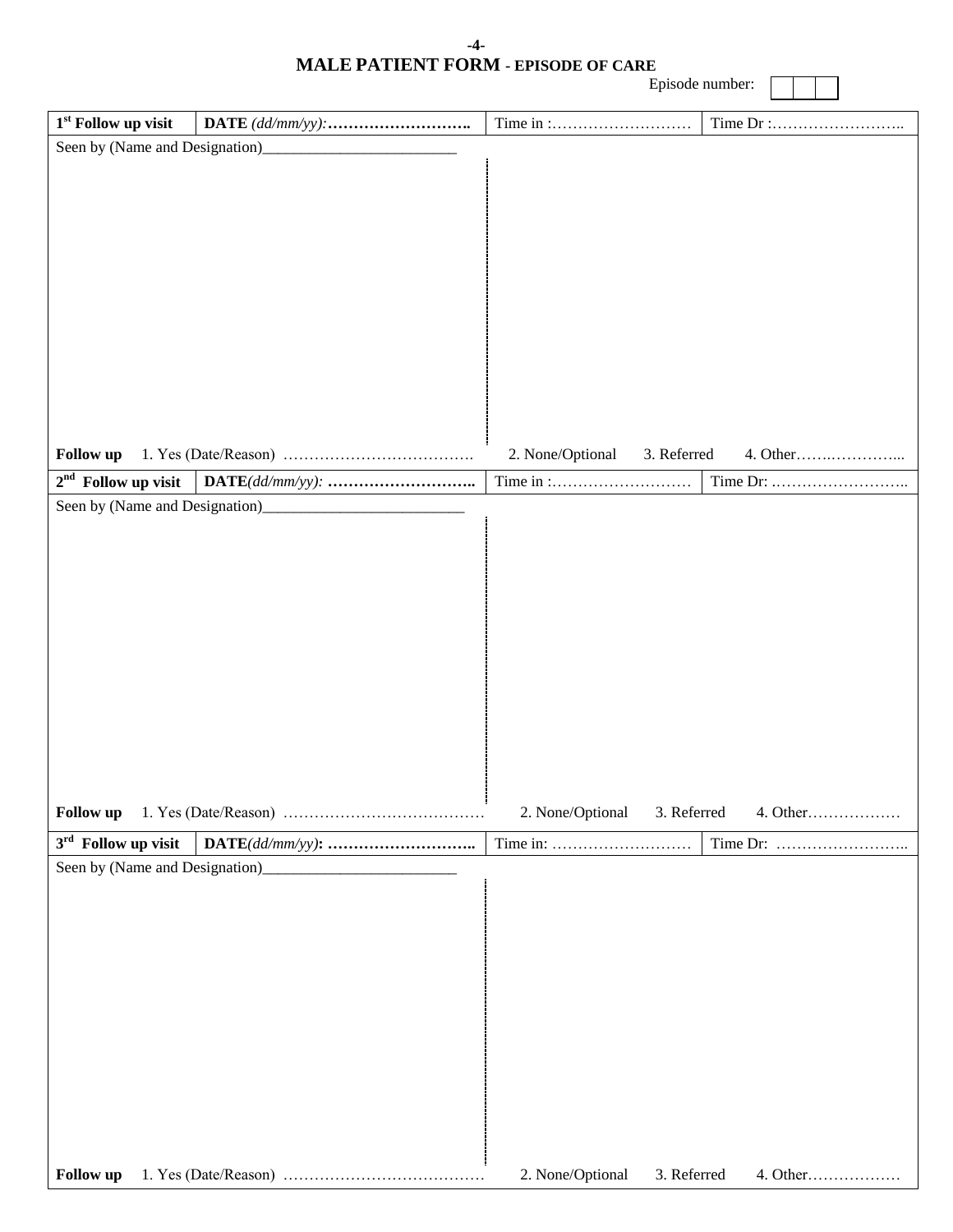# MALE PATIENT FORM - EPISODE OF CARE

Episode number: | | | |

| **1st Follow up visit** | **DATE** *(dd/mm/yy)*:……………………….. | Time in :……………………… | Time Dr :…………………….. |
|---|---|---|---|

Seen by (Name and Designation)_________________________

**Follow up** 1. Yes (Date/Reason) ………………………………. 2. None/Optional 3. Referred 4. Other…….…………...

| **2nd Follow up visit** | **DATE***(dd/mm/yy)*: ……………………….. | Time in :……………………… | Time Dr: …………………….. |
|---|---|---|---|

Seen by (Name and Designation)_________________________

**Follow up** 1. Yes (Date/Reason) ………………………………… 2. None/Optional 3. Referred 4. Other………………

| **3rd Follow up visit** | **DATE***(dd/mm/yy)***:** ……………………….. | Time in: ……………………… | Time Dr: …………………….. |
|---|---|---|---|

Seen by (Name and Designation)_________________________

**Follow up** 1. Yes (Date/Reason) ………………………………… 2. None/Optional 3. Referred 4. Other………………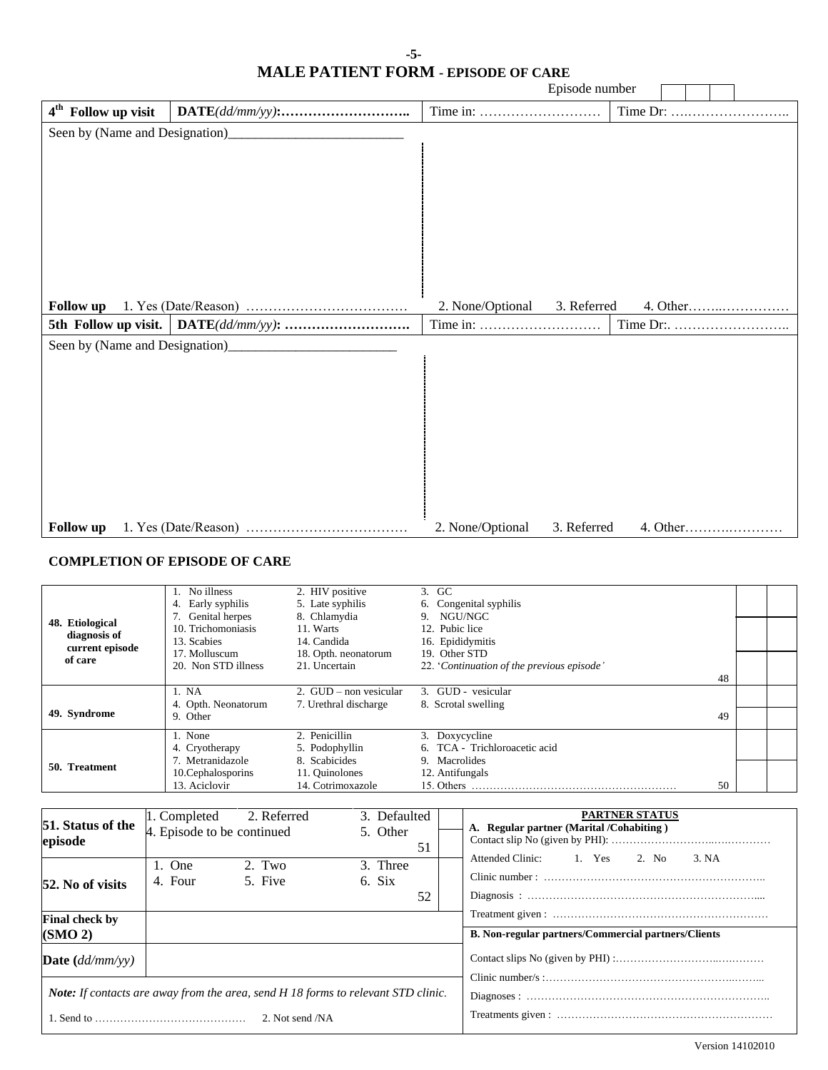# MALE PATIENT FORM - EPISODE OF CARE

Episode number

| | | | |
|---|---|---|---|
| **4th Follow up visit** | **DATE***(dd/mm/yy)***:………………………..** | Time in: ……………………… | Time Dr: ….………………….. |

Seen by (Name and Designation)_________________________

**Follow up** 1. Yes (Date/Reason) ……………………………… 2. None/Optional 3. Referred 4. Other……..……………

| | | | |
|---|---|---|---|
| **5th Follow up visit.** | **DATE***(dd/mm/yy)***: ……………………….** | Time in: ……………………… | Time Dr:. …………………….. |

Seen by (Name and Designation)________________________

**Follow up** 1. Yes (Date/Reason) ……………………………… 2. None/Optional 3. Referred 4. Other……….…………

## COMPLETION OF EPISODE OF CARE

| | | | | |
|---|---|---|---|---|
| **48. Etiological diagnosis of current episode of care** | 1. No illness<br>4. Early syphilis<br>7. Genital herpes<br>10. Trichomoniasis<br>13. Scabies<br>17. Molluscum<br>20. Non STD illness | 2. HIV positive<br>5. Late syphilis<br>8. Chlamydia<br>11. Warts<br>14. Candida<br>18. Opth. neonatorum<br>21. Uncertain | 3. GC<br>6. Congenital syphilis<br>9. NGU/NGC<br>12. Pubic lice<br>16. Epididymitis<br>19. Other STD<br>22. '*Continuation of the previous episode'* | 48 |
| **49. Syndrome** | 1. NA<br>4. Opth. Neonatorum<br>9. Other | 2. GUD – non vesicular<br>7. Urethral discharge | 3. GUD - vesicular<br>8. Scrotal swelling | 49 |
| **50. Treatment** | 1. None<br>4. Cryotherapy<br>7. Metranidazole<br>10.Cephalosporins<br>13. Aciclovir | 2. Penicillin<br>5. Podophyllin<br>8. Scabicides<br>11. Quinolones<br>14. Cotrimoxazole | 3. Doxycycline<br>6. TCA - Trichloroacetic acid<br>9. Macrolides<br>12. Antifungals<br>15. Others ……………………………………………… | 50 |

| | | | | |
|---|---|---|---|---|
| **51. Status of the episode** | 1. Completed<br>4. Episode to be continued | 2. Referred | 3. Defaulted<br>5. Other 51 | |
| **52. No of visits** | 1. One<br>4. Four | 2. Two<br>5. Five | 3. Three<br>6. Six 52 | |
| **Final check by (SMO 2)** | | | | |
| **Date (***dd/mm/yy)* | | | | |

***Note:*** *If contacts are away from the area, send H 18 forms to relevant STD clinic.*

1. Send to …………………………………… 2. Not send /NA

**PARTNER STATUS**

**A. Regular partner (Marital /Cohabiting )**

Contact slip No (given by PHI): ………………………..……………

Attended Clinic: 1. Yes 2. No 3. NA

Clinic number : ……………………………………………………..

Diagnosis : ………………………………………………………....

Treatment given : ……………………………………………………

**B. Non-regular partners/Commercial partners/Clients**

Contact slips No (given by PHI) :……………………..…………

Clinic number/s :………………………………………..……..

Diagnoses : …………………………………………………………..

Treatments given : ……………………………………………………

Version 14102010